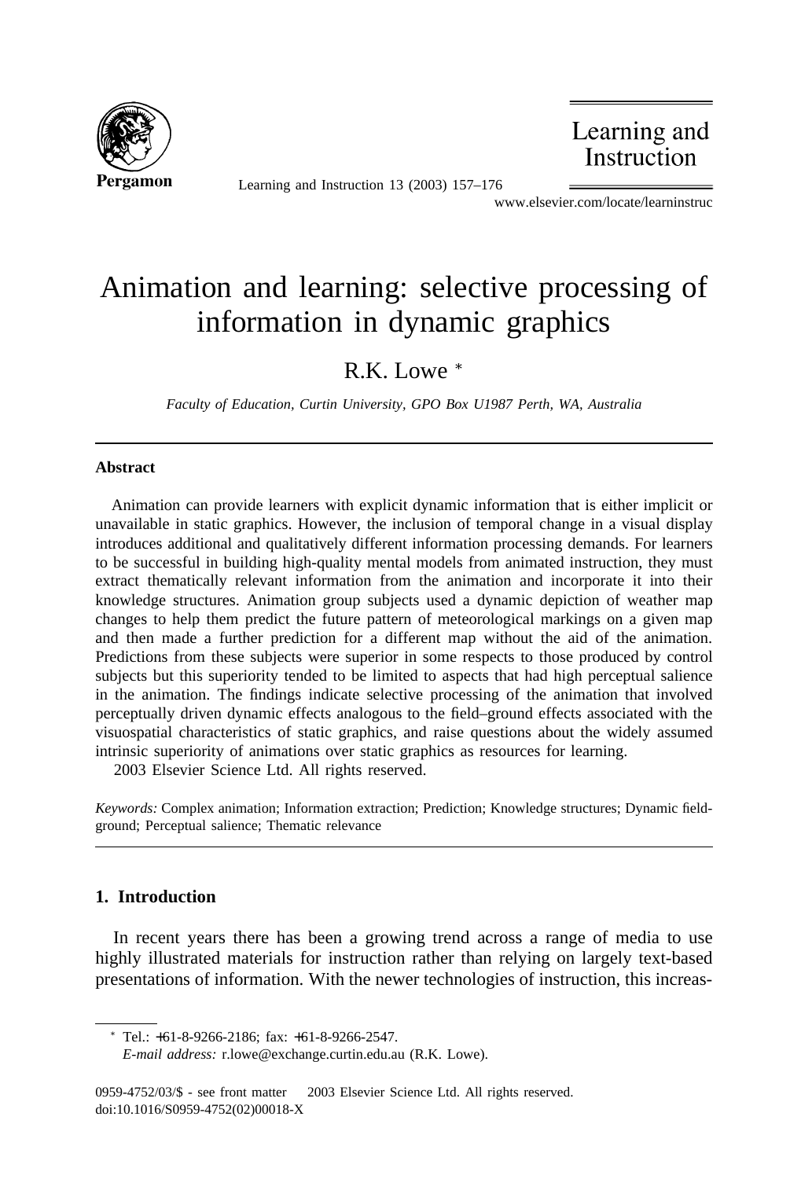# Animation and learning: selective processing of information in dynamic graphics

R.K. Lowe *

*Faculty of Education, Curtin University, GPO Box U1987 Perth, WA, Australia*

---

### Abstract

Animation can provide learners with explicit dynamic information that is either implicit or unavailable in static graphics. However, the inclusion of temporal change in a visual display introduces additional and qualitatively different information processing demands. For learners to be successful in building high-quality mental models from animated instruction, they must extract thematically relevant information from the animation and incorporate it into their knowledge structures. Animation group subjects used a dynamic depiction of weather map changes to help them predict the future pattern of meteorological markings on a given map and then made a further prediction for a different map without the aid of the animation. Predictions from these subjects were superior in some respects to those produced by control subjects but this superiority tended to be limited to aspects that had high perceptual salience in the animation. The findings indicate selective processing of the animation that involved perceptually driven dynamic effects analogous to the field–ground effects associated with the visuospatial characteristics of static graphics, and raise questions about the widely assumed intrinsic superiority of animations over static graphics as resources for learning.

2003 Elsevier Science Ltd. All rights reserved.

*Keywords:* Complex animation; Information extraction; Prediction; Knowledge structures; Dynamic field-ground; Perceptual salience; Thematic relevance

---

## 1. Introduction

In recent years there has been a growing trend across a range of media to use highly illustrated materials for instruction rather than relying on largely text-based presentations of information. With the newer technologies of instruction, this increas-

* Tel.: +61-8-9266-2186; fax: +61-8-9266-2547.
*E-mail address:* r.lowe@exchange.curtin.edu.au (R.K. Lowe).

0959-4752/03/$ - see front matter 2003 Elsevier Science Ltd. All rights reserved.
doi:10.1016/S0959-4752(02)00018-X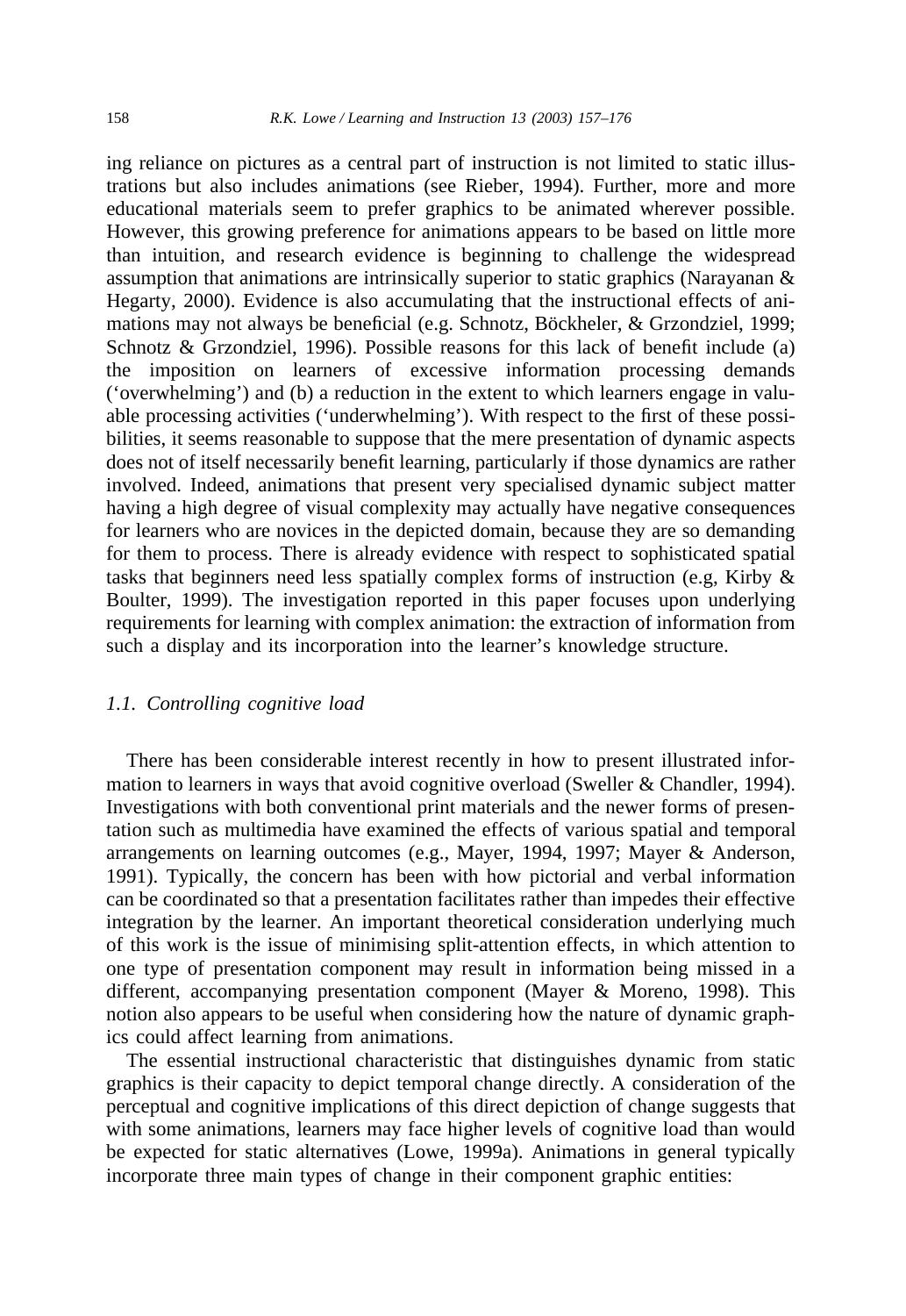ing reliance on pictures as a central part of instruction is not limited to static illustrations but also includes animations (see Rieber, 1994). Further, more and more educational materials seem to prefer graphics to be animated wherever possible. However, this growing preference for animations appears to be based on little more than intuition, and research evidence is beginning to challenge the widespread assumption that animations are intrinsically superior to static graphics (Narayanan & Hegarty, 2000). Evidence is also accumulating that the instructional effects of animations may not always be beneficial (e.g. Schnotz, Böckheler, & Grzondziel, 1999; Schnotz & Grzondziel, 1996). Possible reasons for this lack of benefit include (a) the imposition on learners of excessive information processing demands ('overwhelming') and (b) a reduction in the extent to which learners engage in valuable processing activities ('underwhelming'). With respect to the first of these possibilities, it seems reasonable to suppose that the mere presentation of dynamic aspects does not of itself necessarily benefit learning, particularly if those dynamics are rather involved. Indeed, animations that present very specialised dynamic subject matter having a high degree of visual complexity may actually have negative consequences for learners who are novices in the depicted domain, because they are so demanding for them to process. There is already evidence with respect to sophisticated spatial tasks that beginners need less spatially complex forms of instruction (e.g, Kirby & Boulter, 1999). The investigation reported in this paper focuses upon underlying requirements for learning with complex animation: the extraction of information from such a display and its incorporation into the learner's knowledge structure.

### *1.1. Controlling cognitive load*

There has been considerable interest recently in how to present illustrated information to learners in ways that avoid cognitive overload (Sweller & Chandler, 1994). Investigations with both conventional print materials and the newer forms of presentation such as multimedia have examined the effects of various spatial and temporal arrangements on learning outcomes (e.g., Mayer, 1994, 1997; Mayer & Anderson, 1991). Typically, the concern has been with how pictorial and verbal information can be coordinated so that a presentation facilitates rather than impedes their effective integration by the learner. An important theoretical consideration underlying much of this work is the issue of minimising split-attention effects, in which attention to one type of presentation component may result in information being missed in a different, accompanying presentation component (Mayer & Moreno, 1998). This notion also appears to be useful when considering how the nature of dynamic graphics could affect learning from animations.

The essential instructional characteristic that distinguishes dynamic from static graphics is their capacity to depict temporal change directly. A consideration of the perceptual and cognitive implications of this direct depiction of change suggests that with some animations, learners may face higher levels of cognitive load than would be expected for static alternatives (Lowe, 1999a). Animations in general typically incorporate three main types of change in their component graphic entities: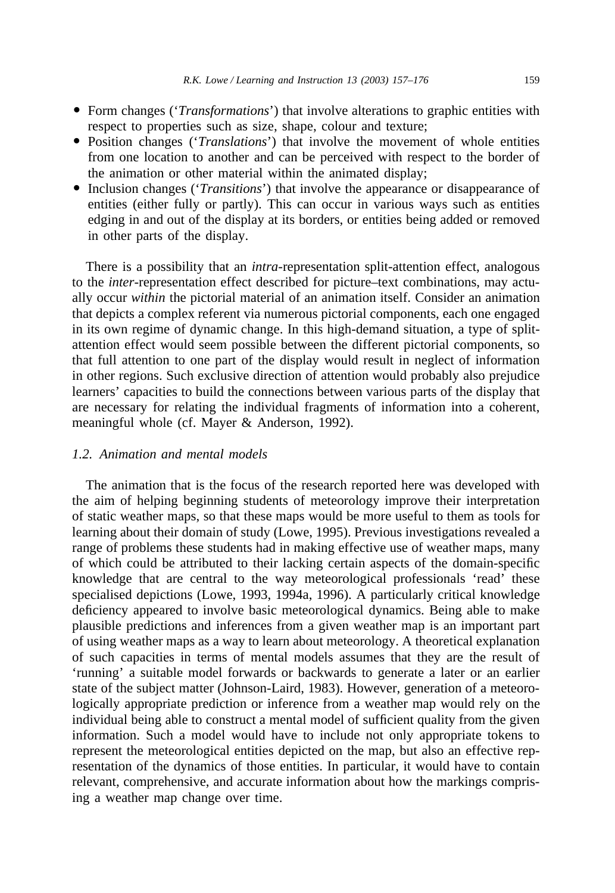- Form changes ('*Transformations*') that involve alterations to graphic entities with respect to properties such as size, shape, colour and texture;
- Position changes ('*Translations*') that involve the movement of whole entities from one location to another and can be perceived with respect to the border of the animation or other material within the animated display;
- Inclusion changes ('*Transitions*') that involve the appearance or disappearance of entities (either fully or partly). This can occur in various ways such as entities edging in and out of the display at its borders, or entities being added or removed in other parts of the display.

There is a possibility that an *intra*-representation split-attention effect, analogous to the *inter*-representation effect described for picture–text combinations, may actually occur *within* the pictorial material of an animation itself. Consider an animation that depicts a complex referent via numerous pictorial components, each one engaged in its own regime of dynamic change. In this high-demand situation, a type of split-attention effect would seem possible between the different pictorial components, so that full attention to one part of the display would result in neglect of information in other regions. Such exclusive direction of attention would probably also prejudice learners' capacities to build the connections between various parts of the display that are necessary for relating the individual fragments of information into a coherent, meaningful whole (cf. Mayer & Anderson, 1992).

### *1.2. Animation and mental models*

The animation that is the focus of the research reported here was developed with the aim of helping beginning students of meteorology improve their interpretation of static weather maps, so that these maps would be more useful to them as tools for learning about their domain of study (Lowe, 1995). Previous investigations revealed a range of problems these students had in making effective use of weather maps, many of which could be attributed to their lacking certain aspects of the domain-specific knowledge that are central to the way meteorological professionals 'read' these specialised depictions (Lowe, 1993, 1994a, 1996). A particularly critical knowledge deficiency appeared to involve basic meteorological dynamics. Being able to make plausible predictions and inferences from a given weather map is an important part of using weather maps as a way to learn about meteorology. A theoretical explanation of such capacities in terms of mental models assumes that they are the result of 'running' a suitable model forwards or backwards to generate a later or an earlier state of the subject matter (Johnson-Laird, 1983). However, generation of a meteorologically appropriate prediction or inference from a weather map would rely on the individual being able to construct a mental model of sufficient quality from the given information. Such a model would have to include not only appropriate tokens to represent the meteorological entities depicted on the map, but also an effective representation of the dynamics of those entities. In particular, it would have to contain relevant, comprehensive, and accurate information about how the markings comprising a weather map change over time.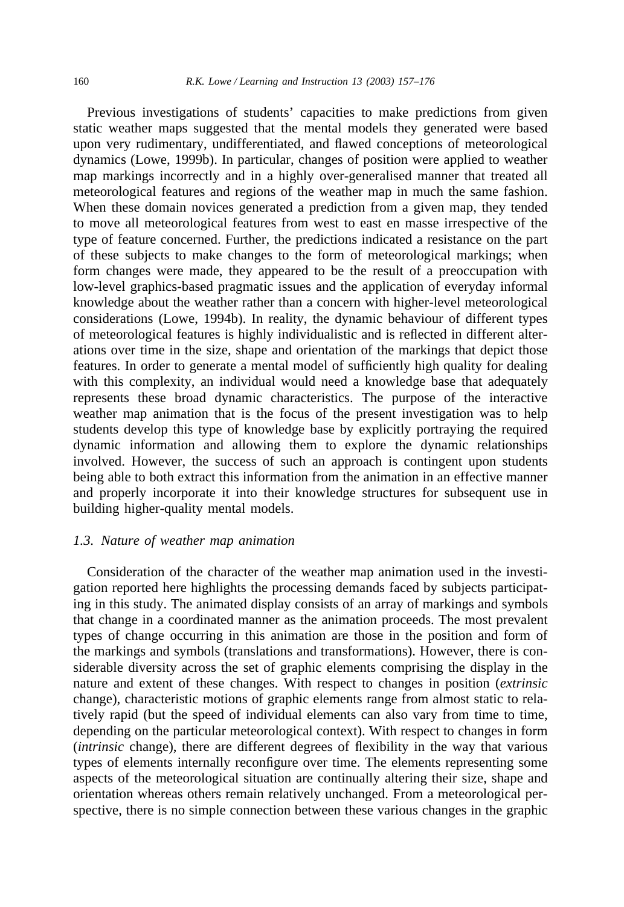Previous investigations of students' capacities to make predictions from given static weather maps suggested that the mental models they generated were based upon very rudimentary, undifferentiated, and flawed conceptions of meteorological dynamics (Lowe, 1999b). In particular, changes of position were applied to weather map markings incorrectly and in a highly over-generalised manner that treated all meteorological features and regions of the weather map in much the same fashion. When these domain novices generated a prediction from a given map, they tended to move all meteorological features from west to east en masse irrespective of the type of feature concerned. Further, the predictions indicated a resistance on the part of these subjects to make changes to the form of meteorological markings; when form changes were made, they appeared to be the result of a preoccupation with low-level graphics-based pragmatic issues and the application of everyday informal knowledge about the weather rather than a concern with higher-level meteorological considerations (Lowe, 1994b). In reality, the dynamic behaviour of different types of meteorological features is highly individualistic and is reflected in different alterations over time in the size, shape and orientation of the markings that depict those features. In order to generate a mental model of sufficiently high quality for dealing with this complexity, an individual would need a knowledge base that adequately represents these broad dynamic characteristics. The purpose of the interactive weather map animation that is the focus of the present investigation was to help students develop this type of knowledge base by explicitly portraying the required dynamic information and allowing them to explore the dynamic relationships involved. However, the success of such an approach is contingent upon students being able to both extract this information from the animation in an effective manner and properly incorporate it into their knowledge structures for subsequent use in building higher-quality mental models.

### *1.3. Nature of weather map animation*

Consideration of the character of the weather map animation used in the investigation reported here highlights the processing demands faced by subjects participating in this study. The animated display consists of an array of markings and symbols that change in a coordinated manner as the animation proceeds. The most prevalent types of change occurring in this animation are those in the position and form of the markings and symbols (translations and transformations). However, there is considerable diversity across the set of graphic elements comprising the display in the nature and extent of these changes. With respect to changes in position (*extrinsic* change), characteristic motions of graphic elements range from almost static to relatively rapid (but the speed of individual elements can also vary from time to time, depending on the particular meteorological context). With respect to changes in form (*intrinsic* change), there are different degrees of flexibility in the way that various types of elements internally reconfigure over time. The elements representing some aspects of the meteorological situation are continually altering their size, shape and orientation whereas others remain relatively unchanged. From a meteorological perspective, there is no simple connection between these various changes in the graphic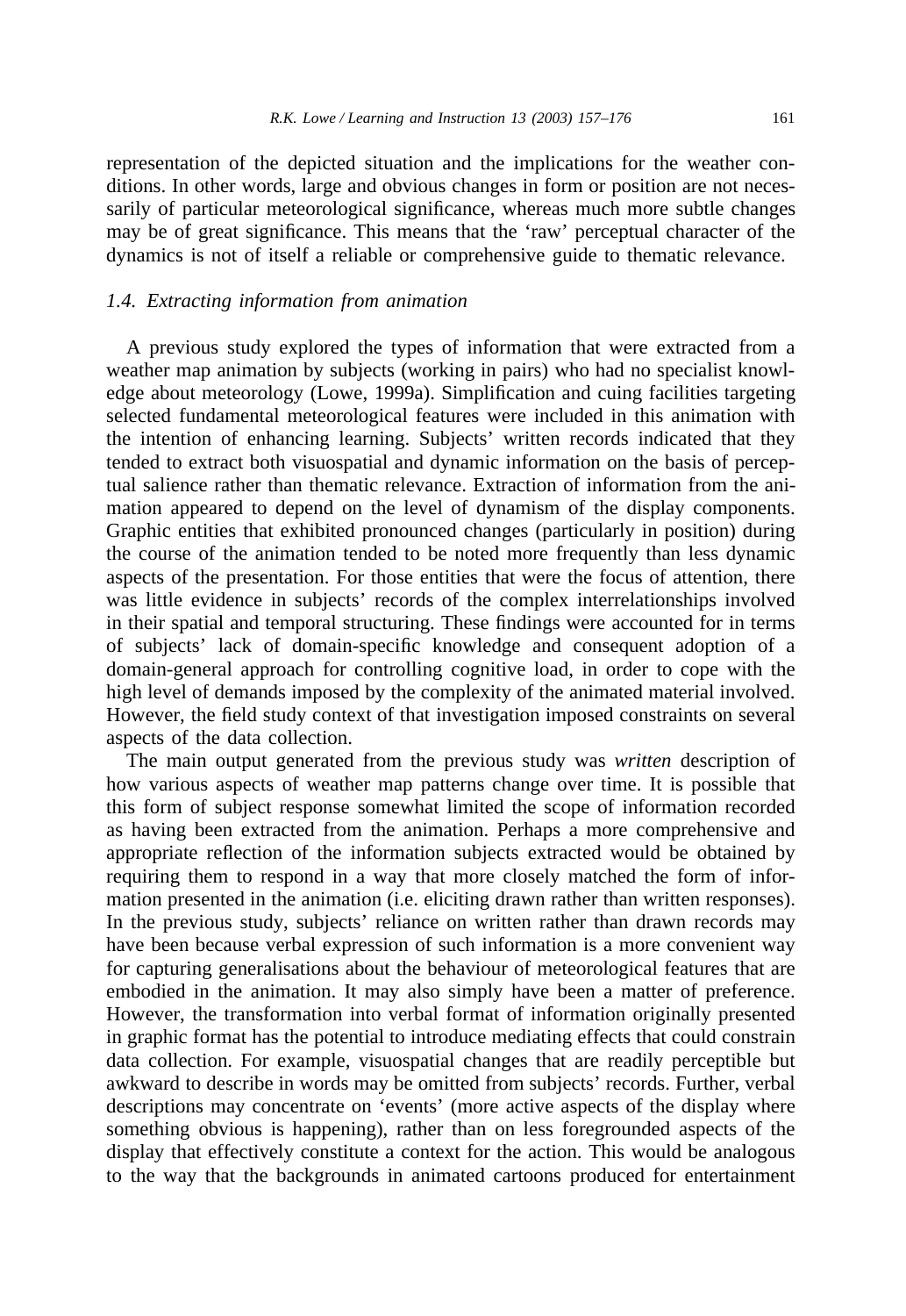representation of the depicted situation and the implications for the weather conditions. In other words, large and obvious changes in form or position are not necessarily of particular meteorological significance, whereas much more subtle changes may be of great significance. This means that the 'raw' perceptual character of the dynamics is not of itself a reliable or comprehensive guide to thematic relevance.

### *1.4. Extracting information from animation*

A previous study explored the types of information that were extracted from a weather map animation by subjects (working in pairs) who had no specialist knowledge about meteorology (Lowe, 1999a). Simplification and cuing facilities targeting selected fundamental meteorological features were included in this animation with the intention of enhancing learning. Subjects' written records indicated that they tended to extract both visuospatial and dynamic information on the basis of perceptual salience rather than thematic relevance. Extraction of information from the animation appeared to depend on the level of dynamism of the display components. Graphic entities that exhibited pronounced changes (particularly in position) during the course of the animation tended to be noted more frequently than less dynamic aspects of the presentation. For those entities that were the focus of attention, there was little evidence in subjects' records of the complex interrelationships involved in their spatial and temporal structuring. These findings were accounted for in terms of subjects' lack of domain-specific knowledge and consequent adoption of a domain-general approach for controlling cognitive load, in order to cope with the high level of demands imposed by the complexity of the animated material involved. However, the field study context of that investigation imposed constraints on several aspects of the data collection.

The main output generated from the previous study was *written* description of how various aspects of weather map patterns change over time. It is possible that this form of subject response somewhat limited the scope of information recorded as having been extracted from the animation. Perhaps a more comprehensive and appropriate reflection of the information subjects extracted would be obtained by requiring them to respond in a way that more closely matched the form of information presented in the animation (i.e. eliciting drawn rather than written responses). In the previous study, subjects' reliance on written rather than drawn records may have been because verbal expression of such information is a more convenient way for capturing generalisations about the behaviour of meteorological features that are embodied in the animation. It may also simply have been a matter of preference. However, the transformation into verbal format of information originally presented in graphic format has the potential to introduce mediating effects that could constrain data collection. For example, visuospatial changes that are readily perceptible but awkward to describe in words may be omitted from subjects' records. Further, verbal descriptions may concentrate on 'events' (more active aspects of the display where something obvious is happening), rather than on less foregrounded aspects of the display that effectively constitute a context for the action. This would be analogous to the way that the backgrounds in animated cartoons produced for entertainment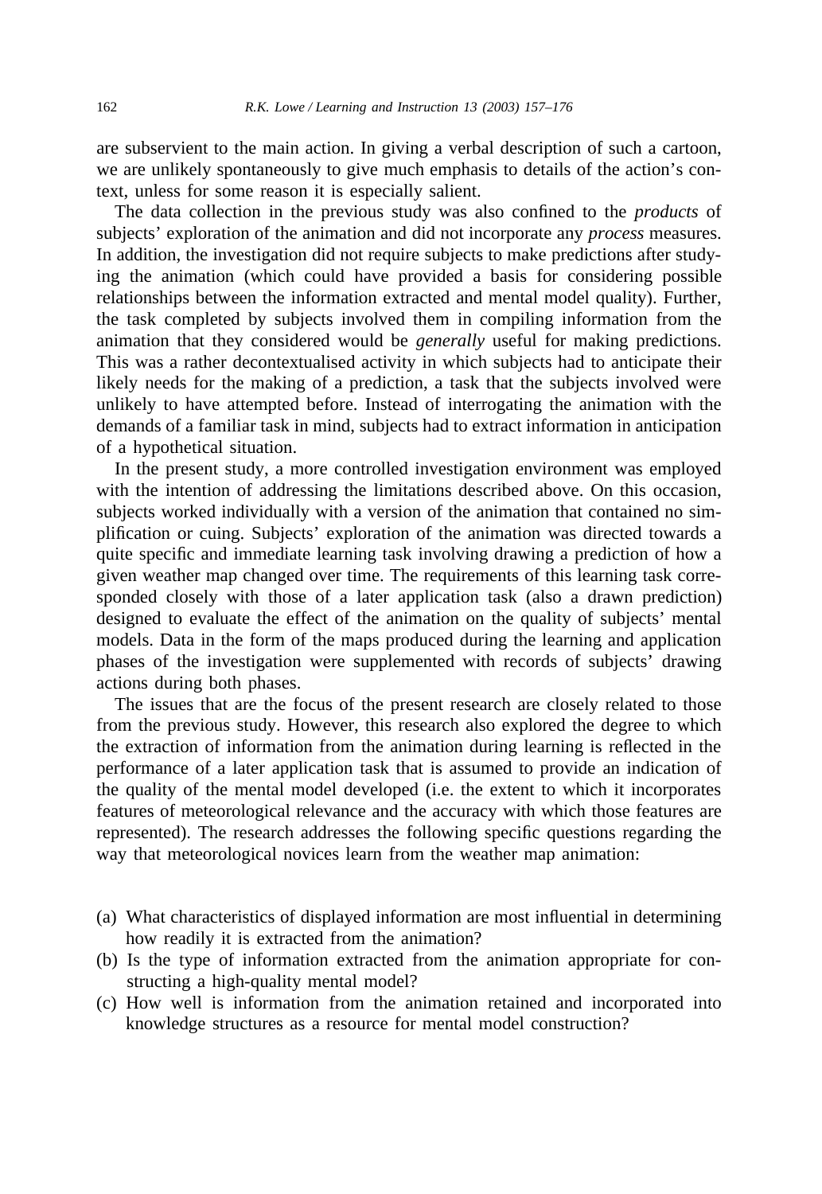are subservient to the main action. In giving a verbal description of such a cartoon, we are unlikely spontaneously to give much emphasis to details of the action's context, unless for some reason it is especially salient.

The data collection in the previous study was also confined to the *products* of subjects' exploration of the animation and did not incorporate any *process* measures. In addition, the investigation did not require subjects to make predictions after studying the animation (which could have provided a basis for considering possible relationships between the information extracted and mental model quality). Further, the task completed by subjects involved them in compiling information from the animation that they considered would be *generally* useful for making predictions. This was a rather decontextualised activity in which subjects had to anticipate their likely needs for the making of a prediction, a task that the subjects involved were unlikely to have attempted before. Instead of interrogating the animation with the demands of a familiar task in mind, subjects had to extract information in anticipation of a hypothetical situation.

In the present study, a more controlled investigation environment was employed with the intention of addressing the limitations described above. On this occasion, subjects worked individually with a version of the animation that contained no simplification or cuing. Subjects' exploration of the animation was directed towards a quite specific and immediate learning task involving drawing a prediction of how a given weather map changed over time. The requirements of this learning task corresponded closely with those of a later application task (also a drawn prediction) designed to evaluate the effect of the animation on the quality of subjects' mental models. Data in the form of the maps produced during the learning and application phases of the investigation were supplemented with records of subjects' drawing actions during both phases.

The issues that are the focus of the present research are closely related to those from the previous study. However, this research also explored the degree to which the extraction of information from the animation during learning is reflected in the performance of a later application task that is assumed to provide an indication of the quality of the mental model developed (i.e. the extent to which it incorporates features of meteorological relevance and the accuracy with which those features are represented). The research addresses the following specific questions regarding the way that meteorological novices learn from the weather map animation:

(a) What characteristics of displayed information are most influential in determining how readily it is extracted from the animation?
(b) Is the type of information extracted from the animation appropriate for constructing a high-quality mental model?
(c) How well is information from the animation retained and incorporated into knowledge structures as a resource for mental model construction?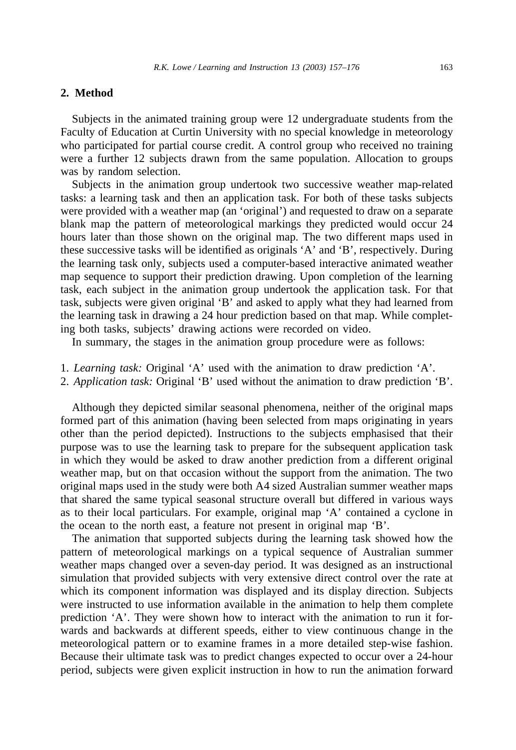## 2. Method

Subjects in the animated training group were 12 undergraduate students from the Faculty of Education at Curtin University with no special knowledge in meteorology who participated for partial course credit. A control group who received no training were a further 12 subjects drawn from the same population. Allocation to groups was by random selection.

Subjects in the animation group undertook two successive weather map-related tasks: a learning task and then an application task. For both of these tasks subjects were provided with a weather map (an 'original') and requested to draw on a separate blank map the pattern of meteorological markings they predicted would occur 24 hours later than those shown on the original map. The two different maps used in these successive tasks will be identified as originals 'A' and 'B', respectively. During the learning task only, subjects used a computer-based interactive animated weather map sequence to support their prediction drawing. Upon completion of the learning task, each subject in the animation group undertook the application task. For that task, subjects were given original 'B' and asked to apply what they had learned from the learning task in drawing a 24 hour prediction based on that map. While completing both tasks, subjects' drawing actions were recorded on video.

In summary, the stages in the animation group procedure were as follows:

1. *Learning task:* Original 'A' used with the animation to draw prediction 'A'.
2. *Application task:* Original 'B' used without the animation to draw prediction 'B'.

Although they depicted similar seasonal phenomena, neither of the original maps formed part of this animation (having been selected from maps originating in years other than the period depicted). Instructions to the subjects emphasised that their purpose was to use the learning task to prepare for the subsequent application task in which they would be asked to draw another prediction from a different original weather map, but on that occasion without the support from the animation. The two original maps used in the study were both A4 sized Australian summer weather maps that shared the same typical seasonal structure overall but differed in various ways as to their local particulars. For example, original map 'A' contained a cyclone in the ocean to the north east, a feature not present in original map 'B'.

The animation that supported subjects during the learning task showed how the pattern of meteorological markings on a typical sequence of Australian summer weather maps changed over a seven-day period. It was designed as an instructional simulation that provided subjects with very extensive direct control over the rate at which its component information was displayed and its display direction. Subjects were instructed to use information available in the animation to help them complete prediction 'A'. They were shown how to interact with the animation to run it forwards and backwards at different speeds, either to view continuous change in the meteorological pattern or to examine frames in a more detailed step-wise fashion. Because their ultimate task was to predict changes expected to occur over a 24-hour period, subjects were given explicit instruction in how to run the animation forward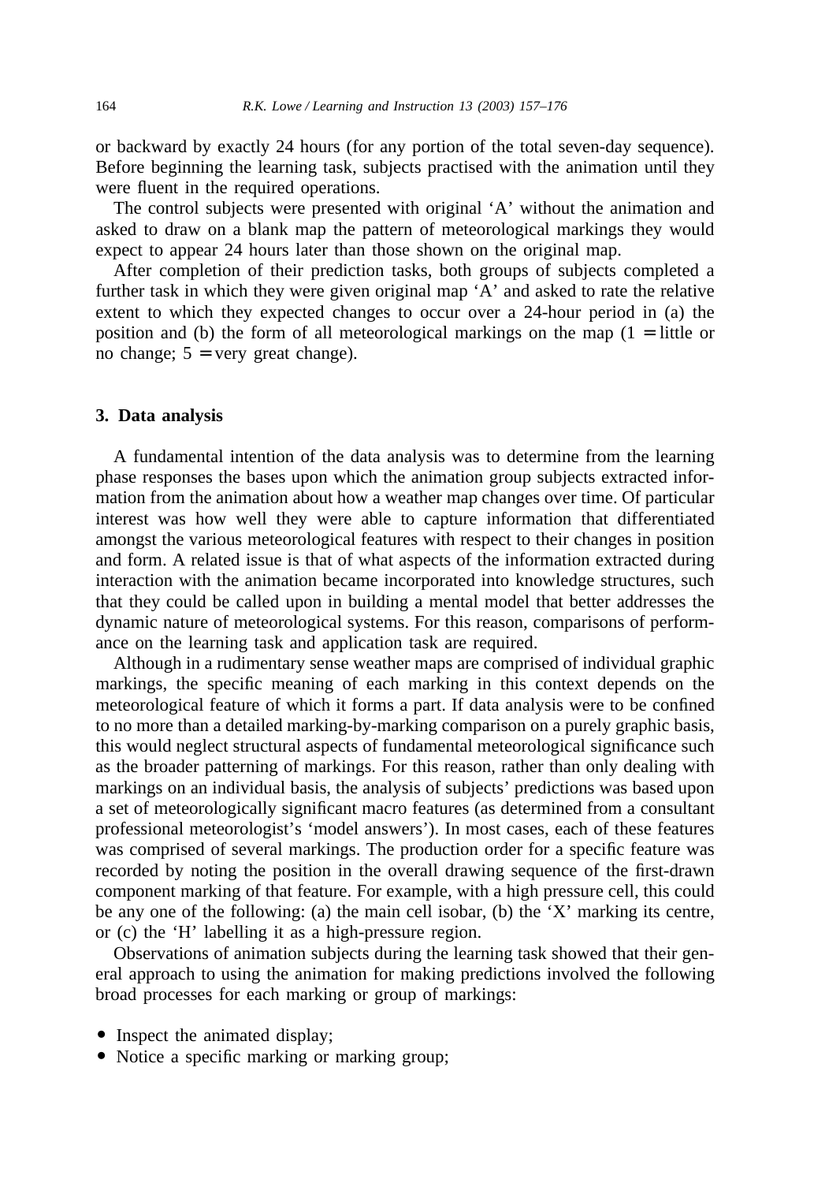or backward by exactly 24 hours (for any portion of the total seven-day sequence). Before beginning the learning task, subjects practised with the animation until they were fluent in the required operations.

The control subjects were presented with original 'A' without the animation and asked to draw on a blank map the pattern of meteorological markings they would expect to appear 24 hours later than those shown on the original map.

After completion of their prediction tasks, both groups of subjects completed a further task in which they were given original map 'A' and asked to rate the relative extent to which they expected changes to occur over a 24-hour period in (a) the position and (b) the form of all meteorological markings on the map (1 = little or no change; 5 = very great change).

## 3. Data analysis

A fundamental intention of the data analysis was to determine from the learning phase responses the bases upon which the animation group subjects extracted information from the animation about how a weather map changes over time. Of particular interest was how well they were able to capture information that differentiated amongst the various meteorological features with respect to their changes in position and form. A related issue is that of what aspects of the information extracted during interaction with the animation became incorporated into knowledge structures, such that they could be called upon in building a mental model that better addresses the dynamic nature of meteorological systems. For this reason, comparisons of performance on the learning task and application task are required.

Although in a rudimentary sense weather maps are comprised of individual graphic markings, the specific meaning of each marking in this context depends on the meteorological feature of which it forms a part. If data analysis were to be confined to no more than a detailed marking-by-marking comparison on a purely graphic basis, this would neglect structural aspects of fundamental meteorological significance such as the broader patterning of markings. For this reason, rather than only dealing with markings on an individual basis, the analysis of subjects' predictions was based upon a set of meteorologically significant macro features (as determined from a consultant professional meteorologist's 'model answers'). In most cases, each of these features was comprised of several markings. The production order for a specific feature was recorded by noting the position in the overall drawing sequence of the first-drawn component marking of that feature. For example, with a high pressure cell, this could be any one of the following: (a) the main cell isobar, (b) the 'X' marking its centre, or (c) the 'H' labelling it as a high-pressure region.

Observations of animation subjects during the learning task showed that their general approach to using the animation for making predictions involved the following broad processes for each marking or group of markings:

- Inspect the animated display;
- Notice a specific marking or marking group;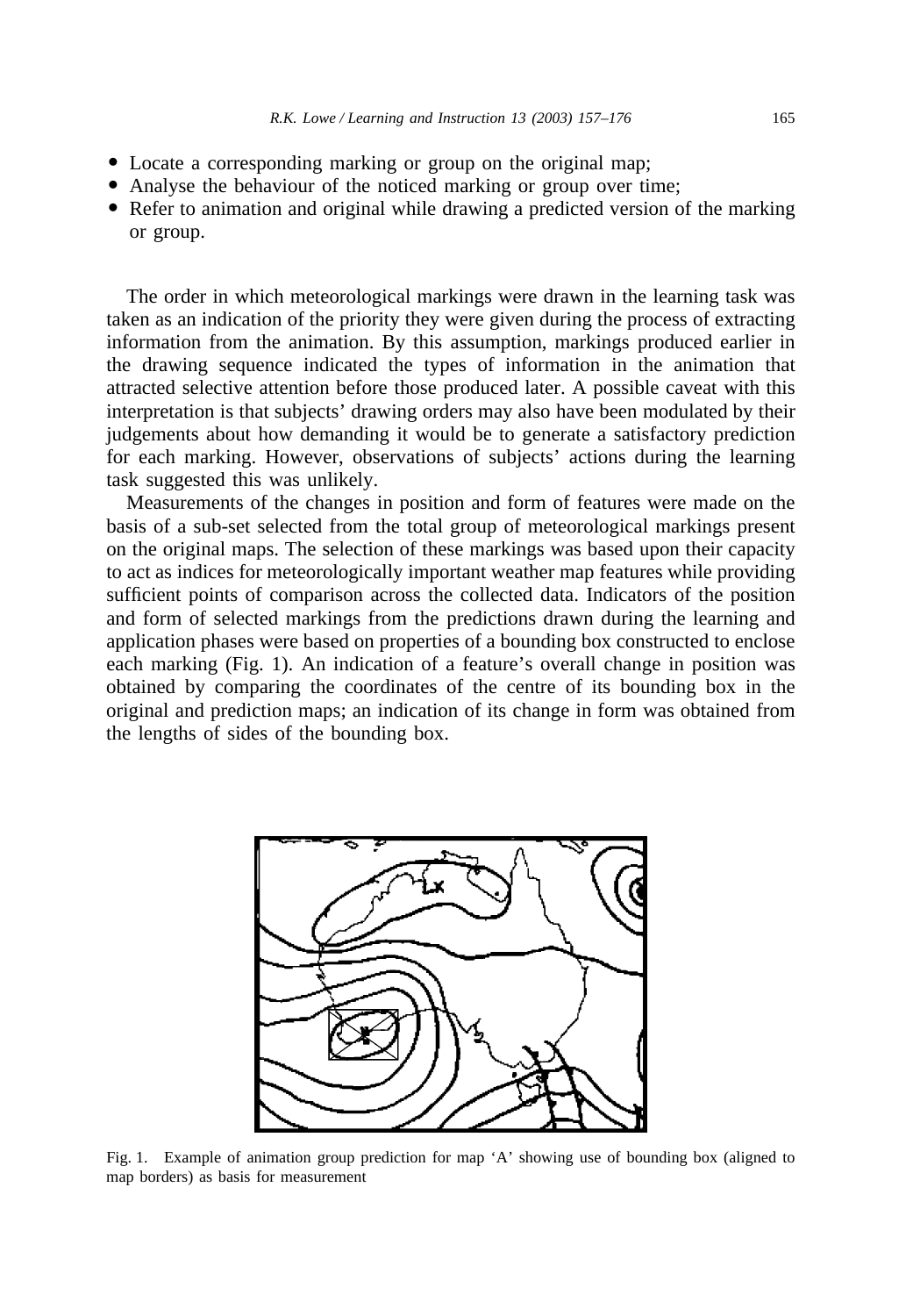- Locate a corresponding marking or group on the original map;
- Analyse the behaviour of the noticed marking or group over time;
- Refer to animation and original while drawing a predicted version of the marking or group.

The order in which meteorological markings were drawn in the learning task was taken as an indication of the priority they were given during the process of extracting information from the animation. By this assumption, markings produced earlier in the drawing sequence indicated the types of information in the animation that attracted selective attention before those produced later. A possible caveat with this interpretation is that subjects' drawing orders may also have been modulated by their judgements about how demanding it would be to generate a satisfactory prediction for each marking. However, observations of subjects' actions during the learning task suggested this was unlikely.

Measurements of the changes in position and form of features were made on the basis of a sub-set selected from the total group of meteorological markings present on the original maps. The selection of these markings was based upon their capacity to act as indices for meteorologically important weather map features while providing sufficient points of comparison across the collected data. Indicators of the position and form of selected markings from the predictions drawn during the learning and application phases were based on properties of a bounding box constructed to enclose each marking (Fig. 1). An indication of a feature's overall change in position was obtained by comparing the coordinates of the centre of its bounding box in the original and prediction maps; an indication of its change in form was obtained from the lengths of sides of the bounding box.

Fig. 1. Example of animation group prediction for map 'A' showing use of bounding box (aligned to map borders) as basis for measurement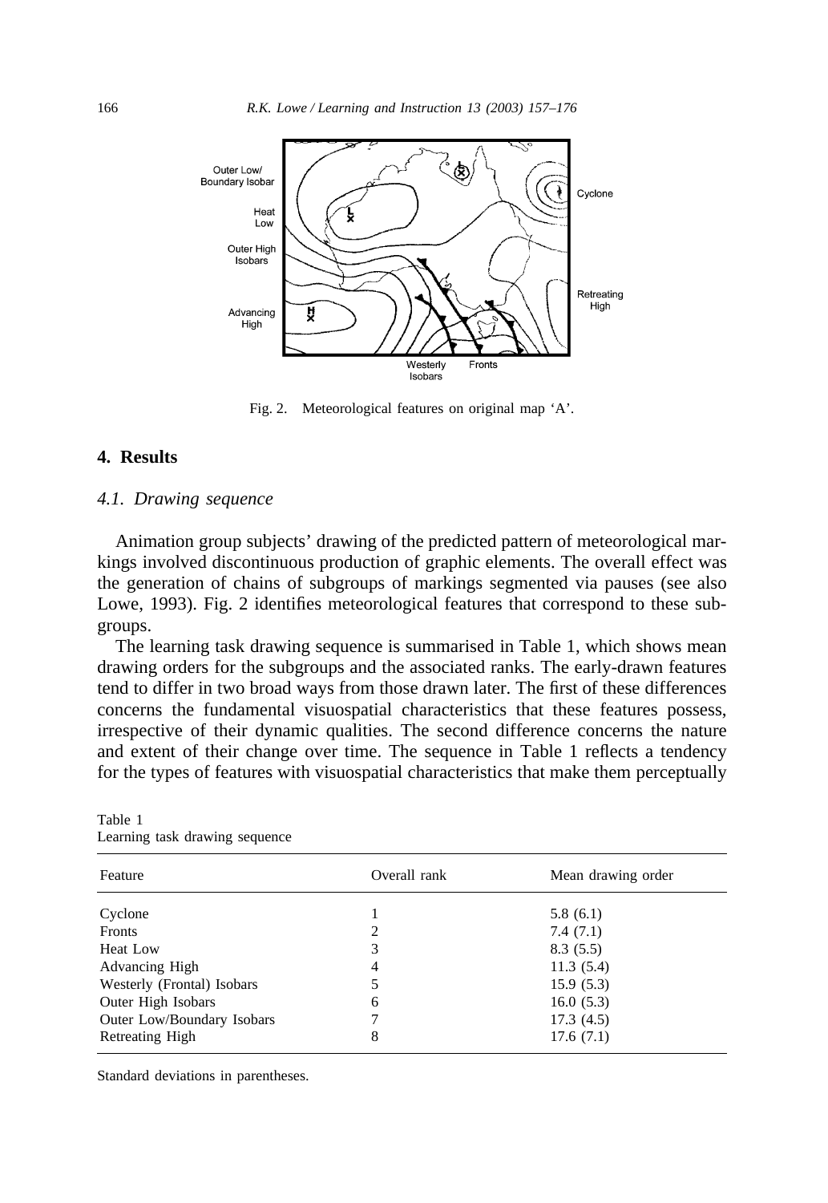Fig. 2. Meteorological features on original map 'A'.

## 4. Results

### 4.1. Drawing sequence

Animation group subjects' drawing of the predicted pattern of meteorological markings involved discontinuous production of graphic elements. The overall effect was the generation of chains of subgroups of markings segmented via pauses (see also Lowe, 1993). Fig. 2 identifies meteorological features that correspond to these subgroups.

The learning task drawing sequence is summarised in Table 1, which shows mean drawing orders for the subgroups and the associated ranks. The early-drawn features tend to differ in two broad ways from those drawn later. The first of these differences concerns the fundamental visuospatial characteristics that these features possess, irrespective of their dynamic qualities. The second difference concerns the nature and extent of their change over time. The sequence in Table 1 reflects a tendency for the types of features with visuospatial characteristics that make them perceptually

Table 1
Learning task drawing sequence

| Feature | Overall rank | Mean drawing order |
|---|---|---|
| Cyclone | 1 | 5.8 (6.1) |
| Fronts | 2 | 7.4 (7.1) |
| Heat Low | 3 | 8.3 (5.5) |
| Advancing High | 4 | 11.3 (5.4) |
| Westerly (Frontal) Isobars | 5 | 15.9 (5.3) |
| Outer High Isobars | 6 | 16.0 (5.3) |
| Outer Low/Boundary Isobars | 7 | 17.3 (4.5) |
| Retreating High | 8 | 17.6 (7.1) |

Standard deviations in parentheses.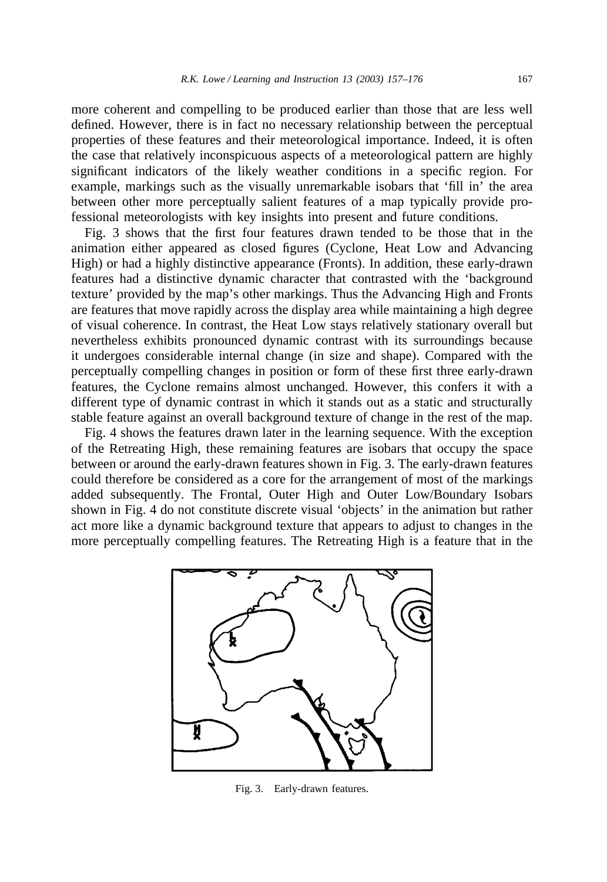more coherent and compelling to be produced earlier than those that are less well defined. However, there is in fact no necessary relationship between the perceptual properties of these features and their meteorological importance. Indeed, it is often the case that relatively inconspicuous aspects of a meteorological pattern are highly significant indicators of the likely weather conditions in a specific region. For example, markings such as the visually unremarkable isobars that 'fill in' the area between other more perceptually salient features of a map typically provide professional meteorologists with key insights into present and future conditions.

Fig. 3 shows that the first four features drawn tended to be those that in the animation either appeared as closed figures (Cyclone, Heat Low and Advancing High) or had a highly distinctive appearance (Fronts). In addition, these early-drawn features had a distinctive dynamic character that contrasted with the 'background texture' provided by the map's other markings. Thus the Advancing High and Fronts are features that move rapidly across the display area while maintaining a high degree of visual coherence. In contrast, the Heat Low stays relatively stationary overall but nevertheless exhibits pronounced dynamic contrast with its surroundings because it undergoes considerable internal change (in size and shape). Compared with the perceptually compelling changes in position or form of these first three early-drawn features, the Cyclone remains almost unchanged. However, this confers it with a different type of dynamic contrast in which it stands out as a static and structurally stable feature against an overall background texture of change in the rest of the map.

Fig. 4 shows the features drawn later in the learning sequence. With the exception of the Retreating High, these remaining features are isobars that occupy the space between or around the early-drawn features shown in Fig. 3. The early-drawn features could therefore be considered as a core for the arrangement of most of the markings added subsequently. The Frontal, Outer High and Outer Low/Boundary Isobars shown in Fig. 4 do not constitute discrete visual 'objects' in the animation but rather act more like a dynamic background texture that appears to adjust to changes in the more perceptually compelling features. The Retreating High is a feature that in the

Fig. 3. Early-drawn features.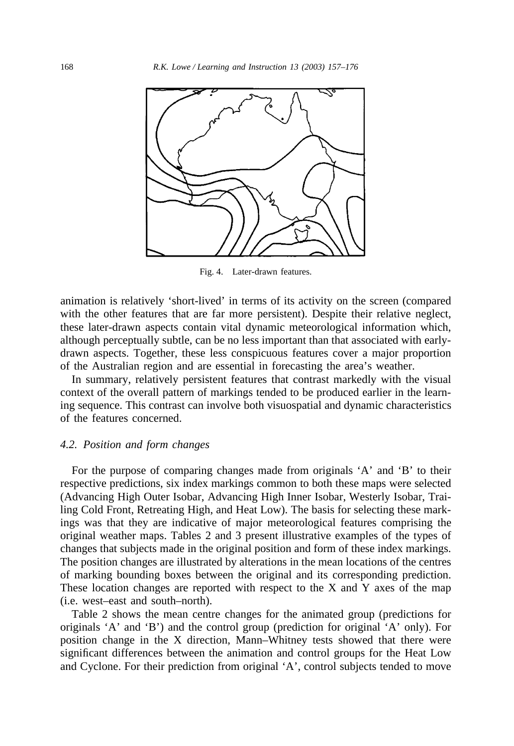Fig. 4. Later-drawn features.

animation is relatively 'short-lived' in terms of its activity on the screen (compared with the other features that are far more persistent). Despite their relative neglect, these later-drawn aspects contain vital dynamic meteorological information which, although perceptually subtle, can be no less important than that associated with early-drawn aspects. Together, these less conspicuous features cover a major proportion of the Australian region and are essential in forecasting the area's weather.

In summary, relatively persistent features that contrast markedly with the visual context of the overall pattern of markings tended to be produced earlier in the learning sequence. This contrast can involve both visuospatial and dynamic characteristics of the features concerned.

### *4.2. Position and form changes*

For the purpose of comparing changes made from originals 'A' and 'B' to their respective predictions, six index markings common to both these maps were selected (Advancing High Outer Isobar, Advancing High Inner Isobar, Westerly Isobar, Trailing Cold Front, Retreating High, and Heat Low). The basis for selecting these markings was that they are indicative of major meteorological features comprising the original weather maps. Tables 2 and 3 present illustrative examples of the types of changes that subjects made in the original position and form of these index markings. The position changes are illustrated by alterations in the mean locations of the centres of marking bounding boxes between the original and its corresponding prediction. These location changes are reported with respect to the X and Y axes of the map (i.e. west–east and south–north).

Table 2 shows the mean centre changes for the animated group (predictions for originals 'A' and 'B') and the control group (prediction for original 'A' only). For position change in the X direction, Mann–Whitney tests showed that there were significant differences between the animation and control groups for the Heat Low and Cyclone. For their prediction from original 'A', control subjects tended to move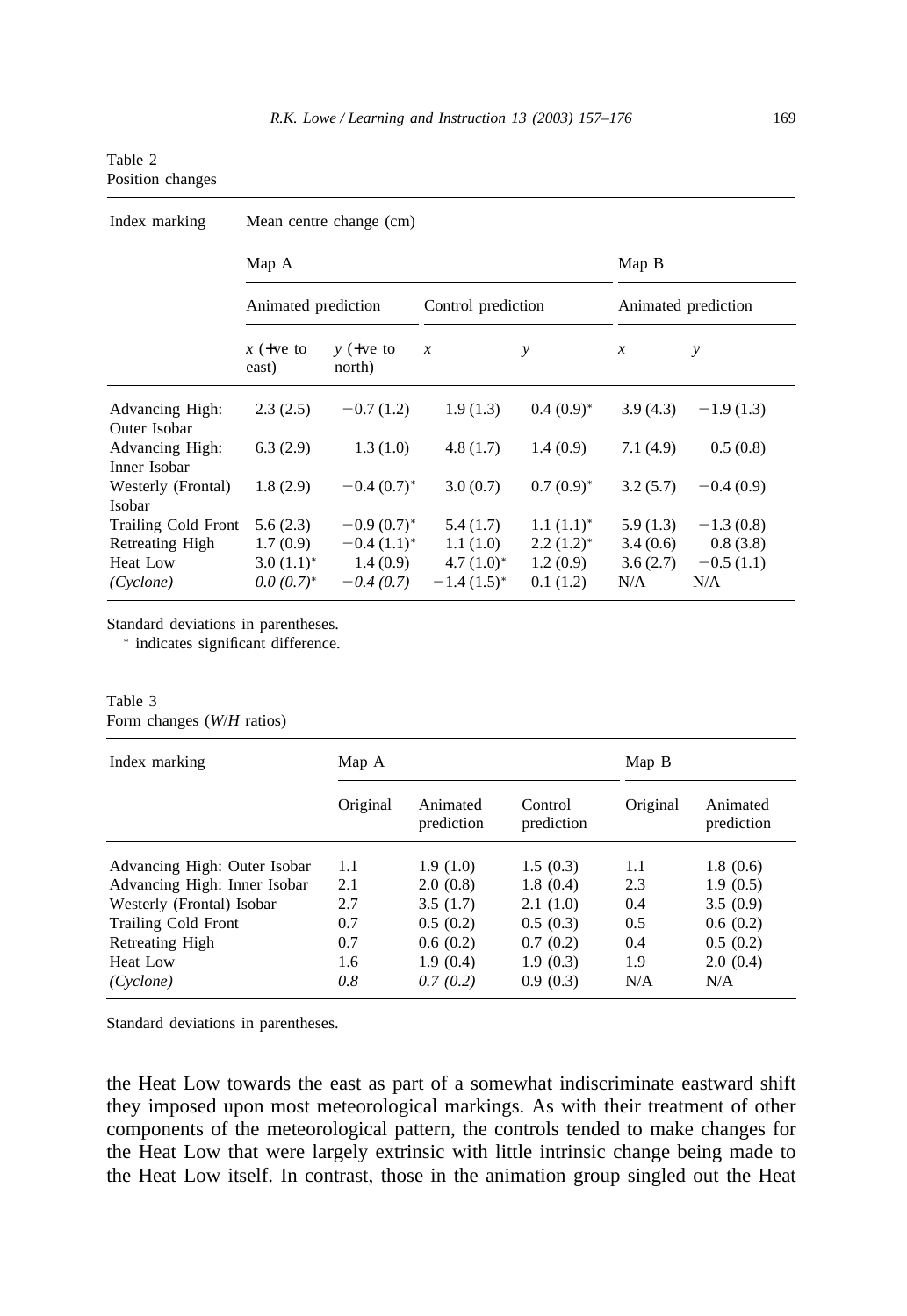Table 2
Position changes

| Index marking | Mean centre change (cm) | | | | | |
|---|---|---|---|---|---|---|
| | Map A | | | | Map B | |
| | Animated prediction | | Control prediction | | Animated prediction | |
| | $x$ (+ve to east) | $y$ (+ve to north) | $x$ | $y$ | $x$ | $y$ |
| Advancing High: Outer Isobar | 2.3 (2.5) | −0.7 (1.2) | 1.9 (1.3) | 0.4 (0.9)* | 3.9 (4.3) | −1.9 (1.3) |
| Advancing High: Inner Isobar | 6.3 (2.9) | 1.3 (1.0) | 4.8 (1.7) | 1.4 (0.9) | 7.1 (4.9) | 0.5 (0.8) |
| Westerly (Frontal) Isobar | 1.8 (2.9) | −0.4 (0.7)* | 3.0 (0.7) | 0.7 (0.9)* | 3.2 (5.7) | −0.4 (0.9) |
| Trailing Cold Front | 5.6 (2.3) | −0.9 (0.7)* | 5.4 (1.7) | 1.1 (1.1)* | 5.9 (1.3) | −1.3 (0.8) |
| Retreating High | 1.7 (0.9) | −0.4 (1.1)* | 1.1 (1.0) | 2.2 (1.2)* | 3.4 (0.6) | 0.8 (3.8) |
| Heat Low | 3.0 (1.1)* | 1.4 (0.9) | 4.7 (1.0)* | 1.2 (0.9) | 3.6 (2.7) | −0.5 (1.1) |
| *(Cyclone)* | *0.0 (0.7)** | *−0.4 (0.7)* | −1.4 (1.5)* | 0.1 (1.2) | N/A | N/A |

Standard deviations in parentheses.
* indicates significant difference.

Table 3
Form changes (*W*/*H* ratios)

| Index marking | Map A | | | Map B | |
|---|---|---|---|---|---|
| | Original | Animated prediction | Control prediction | Original | Animated prediction |
| Advancing High: Outer Isobar | 1.1 | 1.9 (1.0) | 1.5 (0.3) | 1.1 | 1.8 (0.6) |
| Advancing High: Inner Isobar | 2.1 | 2.0 (0.8) | 1.8 (0.4) | 2.3 | 1.9 (0.5) |
| Westerly (Frontal) Isobar | 2.7 | 3.5 (1.7) | 2.1 (1.0) | 0.4 | 3.5 (0.9) |
| Trailing Cold Front | 0.7 | 0.5 (0.2) | 0.5 (0.3) | 0.5 | 0.6 (0.2) |
| Retreating High | 0.7 | 0.6 (0.2) | 0.7 (0.2) | 0.4 | 0.5 (0.2) |
| Heat Low | 1.6 | 1.9 (0.4) | 1.9 (0.3) | 1.9 | 2.0 (0.4) |
| *(Cyclone)* | *0.8* | *0.7 (0.2)* | 0.9 (0.3) | N/A | N/A |

Standard deviations in parentheses.

the Heat Low towards the east as part of a somewhat indiscriminate eastward shift they imposed upon most meteorological markings. As with their treatment of other components of the meteorological pattern, the controls tended to make changes for the Heat Low that were largely extrinsic with little intrinsic change being made to the Heat Low itself. In contrast, those in the animation group singled out the Heat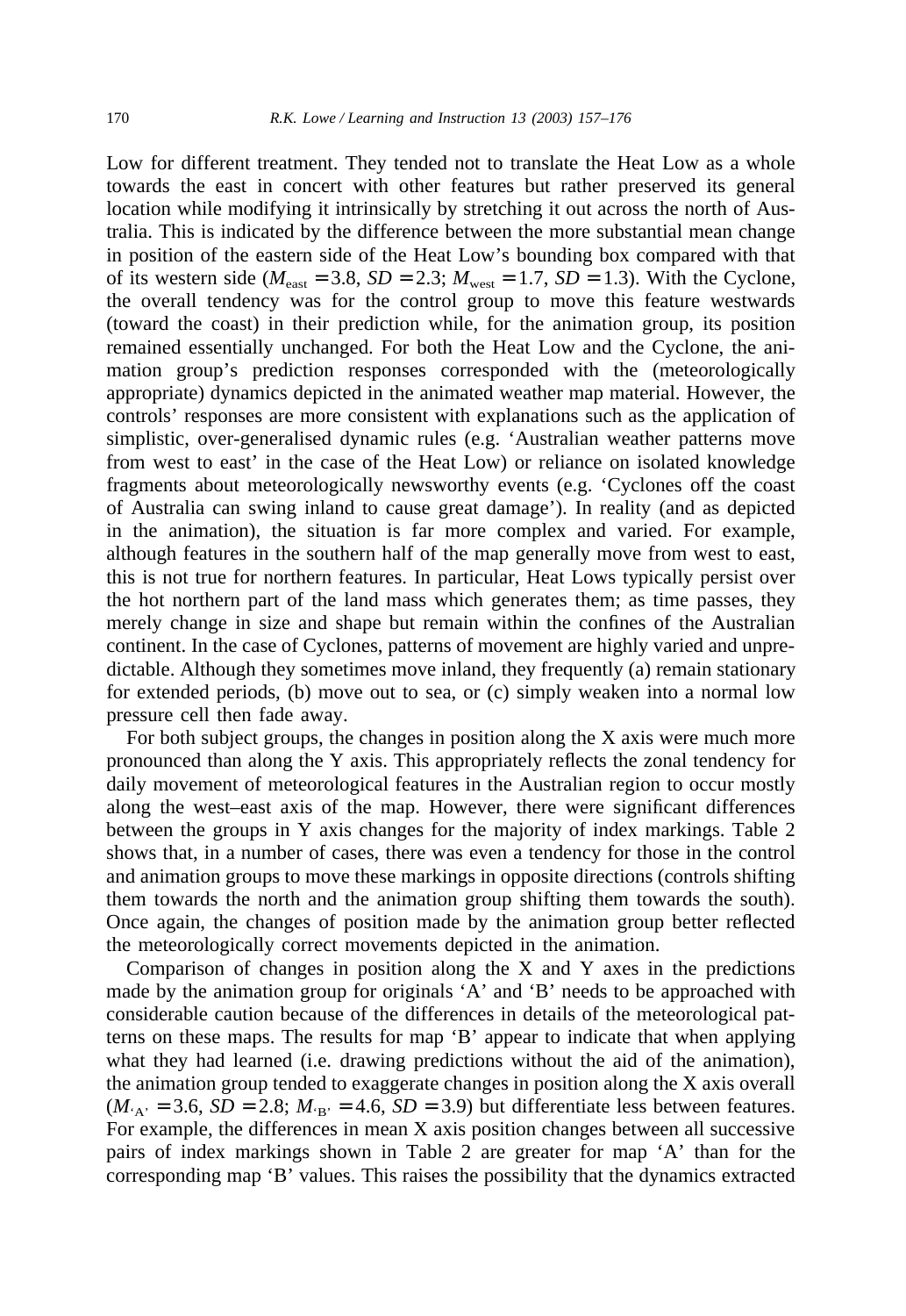Low for different treatment. They tended not to translate the Heat Low as a whole towards the east in concert with other features but rather preserved its general location while modifying it intrinsically by stretching it out across the north of Australia. This is indicated by the difference between the more substantial mean change in position of the eastern side of the Heat Low's bounding box compared with that of its western side ($M_{east} = 3.8$, $SD = 2.3$; $M_{west} = 1.7$, $SD = 1.3$). With the Cyclone, the overall tendency was for the control group to move this feature westwards (toward the coast) in their prediction while, for the animation group, its position remained essentially unchanged. For both the Heat Low and the Cyclone, the animation group's prediction responses corresponded with the (meteorologically appropriate) dynamics depicted in the animated weather map material. However, the controls' responses are more consistent with explanations such as the application of simplistic, over-generalised dynamic rules (e.g. 'Australian weather patterns move from west to east' in the case of the Heat Low) or reliance on isolated knowledge fragments about meteorologically newsworthy events (e.g. 'Cyclones off the coast of Australia can swing inland to cause great damage'). In reality (and as depicted in the animation), the situation is far more complex and varied. For example, although features in the southern half of the map generally move from west to east, this is not true for northern features. In particular, Heat Lows typically persist over the hot northern part of the land mass which generates them; as time passes, they merely change in size and shape but remain within the confines of the Australian continent. In the case of Cyclones, patterns of movement are highly varied and unpredictable. Although they sometimes move inland, they frequently (a) remain stationary for extended periods, (b) move out to sea, or (c) simply weaken into a normal low pressure cell then fade away.

For both subject groups, the changes in position along the X axis were much more pronounced than along the Y axis. This appropriately reflects the zonal tendency for daily movement of meteorological features in the Australian region to occur mostly along the west–east axis of the map. However, there were significant differences between the groups in Y axis changes for the majority of index markings. Table 2 shows that, in a number of cases, there was even a tendency for those in the control and animation groups to move these markings in opposite directions (controls shifting them towards the north and the animation group shifting them towards the south). Once again, the changes of position made by the animation group better reflected the meteorologically correct movements depicted in the animation.

Comparison of changes in position along the X and Y axes in the predictions made by the animation group for originals 'A' and 'B' needs to be approached with considerable caution because of the differences in details of the meteorological patterns on these maps. The results for map 'B' appear to indicate that when applying what they had learned (i.e. drawing predictions without the aid of the animation), the animation group tended to exaggerate changes in position along the X axis overall ($M_{'A'} = 3.6$, $SD = 2.8$; $M_{'B'} = 4.6$, $SD = 3.9$) but differentiate less between features. For example, the differences in mean X axis position changes between all successive pairs of index markings shown in Table 2 are greater for map 'A' than for the corresponding map 'B' values. This raises the possibility that the dynamics extracted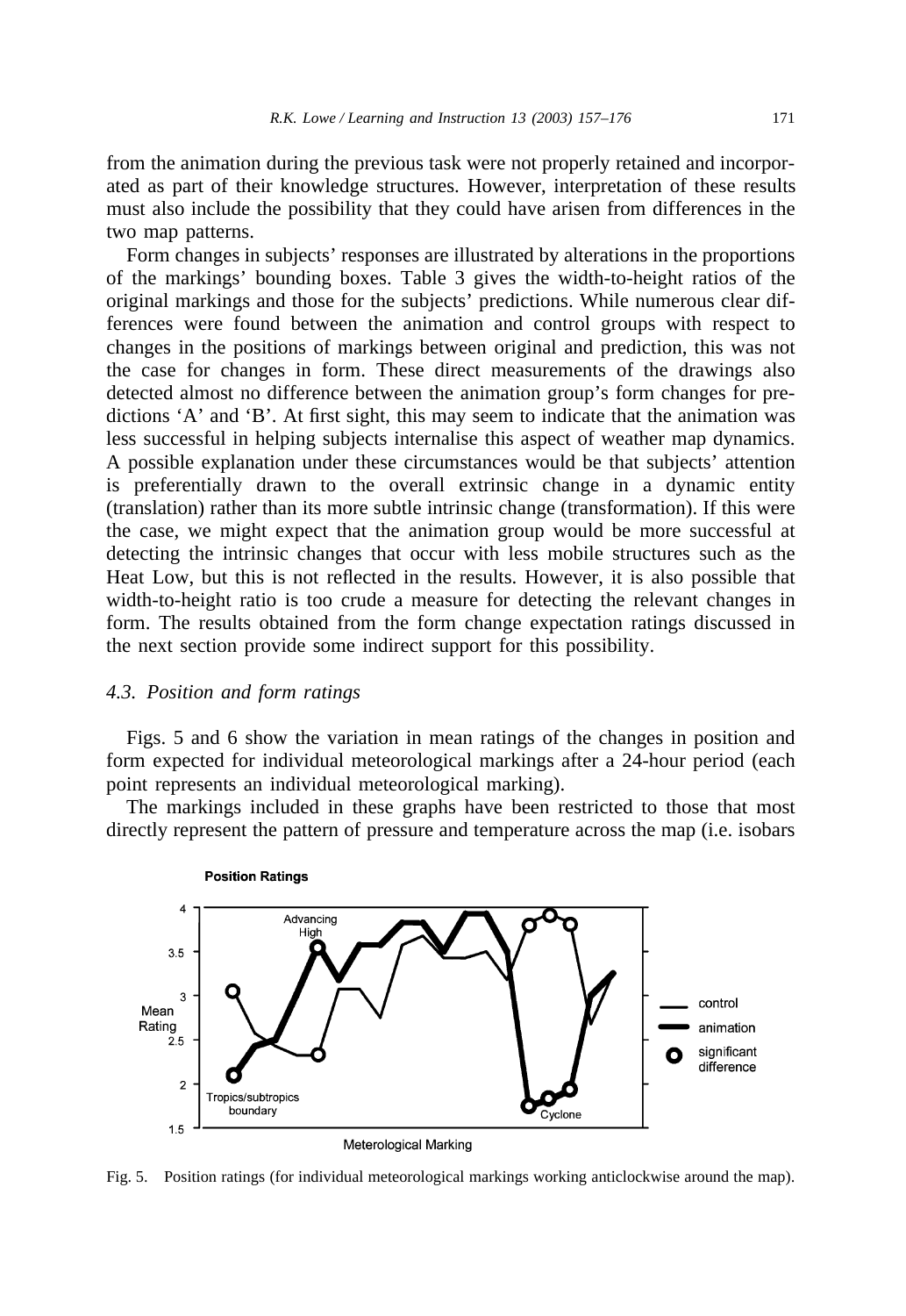from the animation during the previous task were not properly retained and incorporated as part of their knowledge structures. However, interpretation of these results must also include the possibility that they could have arisen from differences in the two map patterns.

Form changes in subjects' responses are illustrated by alterations in the proportions of the markings' bounding boxes. Table 3 gives the width-to-height ratios of the original markings and those for the subjects' predictions. While numerous clear differences were found between the animation and control groups with respect to changes in the positions of markings between original and prediction, this was not the case for changes in form. These direct measurements of the drawings also detected almost no difference between the animation group's form changes for predictions 'A' and 'B'. At first sight, this may seem to indicate that the animation was less successful in helping subjects internalise this aspect of weather map dynamics. A possible explanation under these circumstances would be that subjects' attention is preferentially drawn to the overall extrinsic change in a dynamic entity (translation) rather than its more subtle intrinsic change (transformation). If this were the case, we might expect that the animation group would be more successful at detecting the intrinsic changes that occur with less mobile structures such as the Heat Low, but this is not reflected in the results. However, it is also possible that width-to-height ratio is too crude a measure for detecting the relevant changes in form. The results obtained from the form change expectation ratings discussed in the next section provide some indirect support for this possibility.

### 4.3. Position and form ratings

Figs. 5 and 6 show the variation in mean ratings of the changes in position and form expected for individual meteorological markings after a 24-hour period (each point represents an individual meteorological marking).

The markings included in these graphs have been restricted to those that most directly represent the pattern of pressure and temperature across the map (i.e. isobars

Fig. 5. Position ratings (for individual meteorological markings working anticlockwise around the map).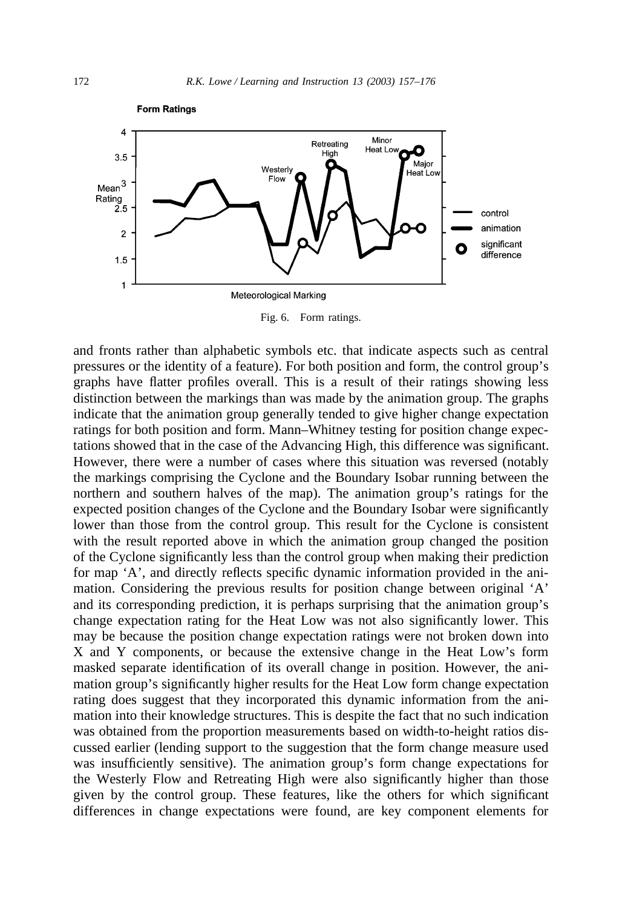Fig. 6. Form ratings.

and fronts rather than alphabetic symbols etc. that indicate aspects such as central pressures or the identity of a feature). For both position and form, the control group's graphs have flatter profiles overall. This is a result of their ratings showing less distinction between the markings than was made by the animation group. The graphs indicate that the animation group generally tended to give higher change expectation ratings for both position and form. Mann–Whitney testing for position change expectations showed that in the case of the Advancing High, this difference was significant. However, there were a number of cases where this situation was reversed (notably the markings comprising the Cyclone and the Boundary Isobar running between the northern and southern halves of the map). The animation group's ratings for the expected position changes of the Cyclone and the Boundary Isobar were significantly lower than those from the control group. This result for the Cyclone is consistent with the result reported above in which the animation group changed the position of the Cyclone significantly less than the control group when making their prediction for map 'A', and directly reflects specific dynamic information provided in the animation. Considering the previous results for position change between original 'A' and its corresponding prediction, it is perhaps surprising that the animation group's change expectation rating for the Heat Low was not also significantly lower. This may be because the position change expectation ratings were not broken down into X and Y components, or because the extensive change in the Heat Low's form masked separate identification of its overall change in position. However, the animation group's significantly higher results for the Heat Low form change expectation rating does suggest that they incorporated this dynamic information from the animation into their knowledge structures. This is despite the fact that no such indication was obtained from the proportion measurements based on width-to-height ratios discussed earlier (lending support to the suggestion that the form change measure used was insufficiently sensitive). The animation group's form change expectations for the Westerly Flow and Retreating High were also significantly higher than those given by the control group. These features, like the others for which significant differences in change expectations were found, are key component elements for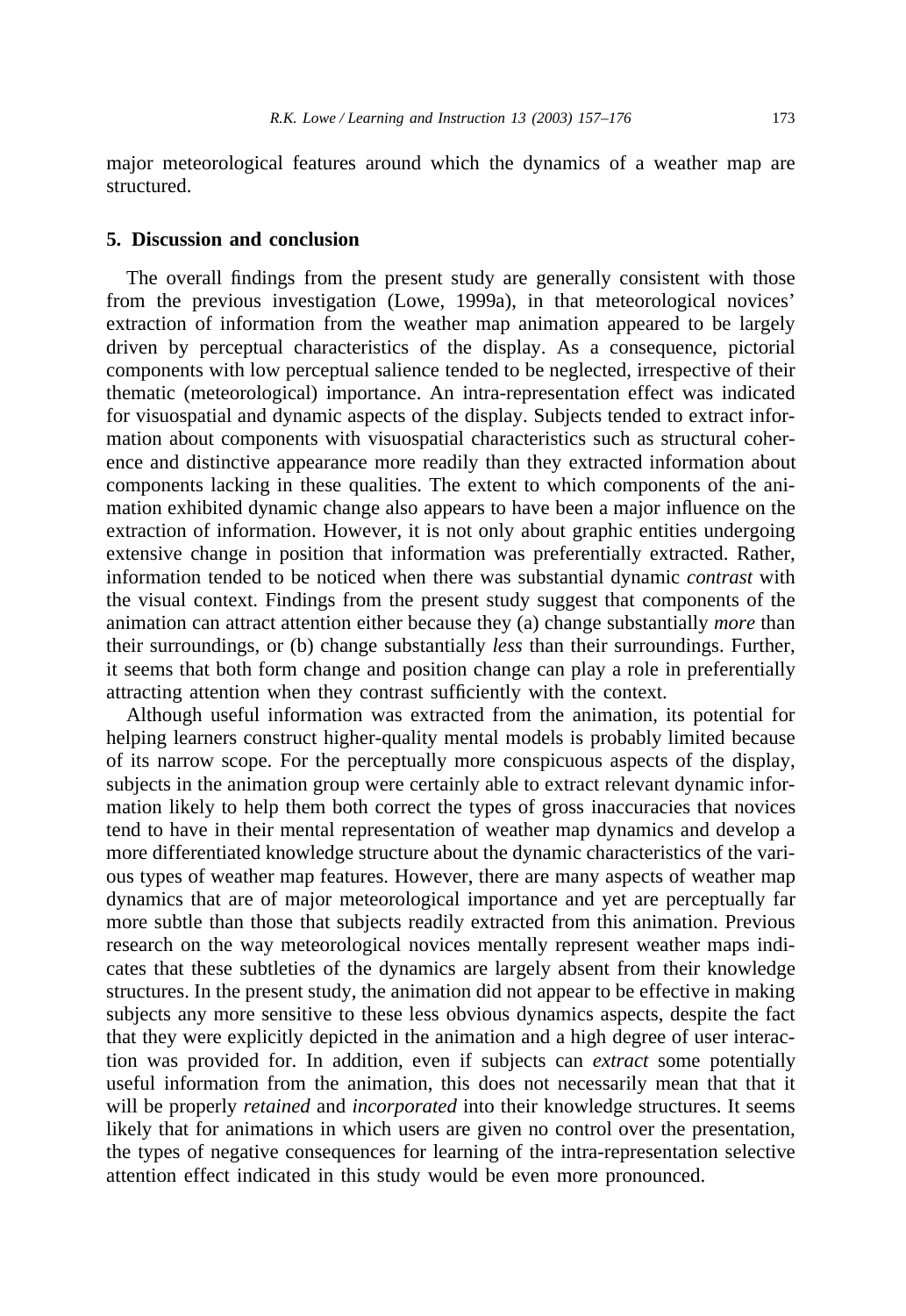major meteorological features around which the dynamics of a weather map are structured.

## 5. Discussion and conclusion

The overall findings from the present study are generally consistent with those from the previous investigation (Lowe, 1999a), in that meteorological novices' extraction of information from the weather map animation appeared to be largely driven by perceptual characteristics of the display. As a consequence, pictorial components with low perceptual salience tended to be neglected, irrespective of their thematic (meteorological) importance. An intra-representation effect was indicated for visuospatial and dynamic aspects of the display. Subjects tended to extract information about components with visuospatial characteristics such as structural coherence and distinctive appearance more readily than they extracted information about components lacking in these qualities. The extent to which components of the animation exhibited dynamic change also appears to have been a major influence on the extraction of information. However, it is not only about graphic entities undergoing extensive change in position that information was preferentially extracted. Rather, information tended to be noticed when there was substantial dynamic *contrast* with the visual context. Findings from the present study suggest that components of the animation can attract attention either because they (a) change substantially *more* than their surroundings, or (b) change substantially *less* than their surroundings. Further, it seems that both form change and position change can play a role in preferentially attracting attention when they contrast sufficiently with the context.

Although useful information was extracted from the animation, its potential for helping learners construct higher-quality mental models is probably limited because of its narrow scope. For the perceptually more conspicuous aspects of the display, subjects in the animation group were certainly able to extract relevant dynamic information likely to help them both correct the types of gross inaccuracies that novices tend to have in their mental representation of weather map dynamics and develop a more differentiated knowledge structure about the dynamic characteristics of the various types of weather map features. However, there are many aspects of weather map dynamics that are of major meteorological importance and yet are perceptually far more subtle than those that subjects readily extracted from this animation. Previous research on the way meteorological novices mentally represent weather maps indicates that these subtleties of the dynamics are largely absent from their knowledge structures. In the present study, the animation did not appear to be effective in making subjects any more sensitive to these less obvious dynamics aspects, despite the fact that they were explicitly depicted in the animation and a high degree of user interaction was provided for. In addition, even if subjects can *extract* some potentially useful information from the animation, this does not necessarily mean that that it will be properly *retained* and *incorporated* into their knowledge structures. It seems likely that for animations in which users are given no control over the presentation, the types of negative consequences for learning of the intra-representation selective attention effect indicated in this study would be even more pronounced.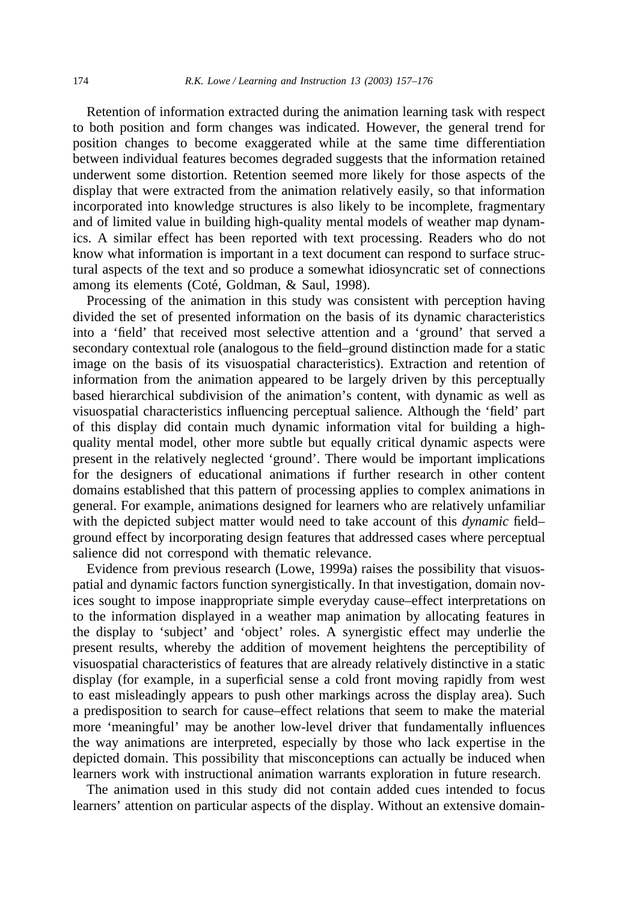Retention of information extracted during the animation learning task with respect to both position and form changes was indicated. However, the general trend for position changes to become exaggerated while at the same time differentiation between individual features becomes degraded suggests that the information retained underwent some distortion. Retention seemed more likely for those aspects of the display that were extracted from the animation relatively easily, so that information incorporated into knowledge structures is also likely to be incomplete, fragmentary and of limited value in building high-quality mental models of weather map dynamics. A similar effect has been reported with text processing. Readers who do not know what information is important in a text document can respond to surface structural aspects of the text and so produce a somewhat idiosyncratic set of connections among its elements (Coté, Goldman, & Saul, 1998).

Processing of the animation in this study was consistent with perception having divided the set of presented information on the basis of its dynamic characteristics into a 'field' that received most selective attention and a 'ground' that served a secondary contextual role (analogous to the field–ground distinction made for a static image on the basis of its visuospatial characteristics). Extraction and retention of information from the animation appeared to be largely driven by this perceptually based hierarchical subdivision of the animation's content, with dynamic as well as visuospatial characteristics influencing perceptual salience. Although the 'field' part of this display did contain much dynamic information vital for building a high-quality mental model, other more subtle but equally critical dynamic aspects were present in the relatively neglected 'ground'. There would be important implications for the designers of educational animations if further research in other content domains established that this pattern of processing applies to complex animations in general. For example, animations designed for learners who are relatively unfamiliar with the depicted subject matter would need to take account of this *dynamic* field–ground effect by incorporating design features that addressed cases where perceptual salience did not correspond with thematic relevance.

Evidence from previous research (Lowe, 1999a) raises the possibility that visuospatial and dynamic factors function synergistically. In that investigation, domain novices sought to impose inappropriate simple everyday cause–effect interpretations on to the information displayed in a weather map animation by allocating features in the display to 'subject' and 'object' roles. A synergistic effect may underlie the present results, whereby the addition of movement heightens the perceptibility of visuospatial characteristics of features that are already relatively distinctive in a static display (for example, in a superficial sense a cold front moving rapidly from west to east misleadingly appears to push other markings across the display area). Such a predisposition to search for cause–effect relations that seem to make the material more 'meaningful' may be another low-level driver that fundamentally influences the way animations are interpreted, especially by those who lack expertise in the depicted domain. This possibility that misconceptions can actually be induced when learners work with instructional animation warrants exploration in future research.

The animation used in this study did not contain added cues intended to focus learners' attention on particular aspects of the display. Without an extensive domain-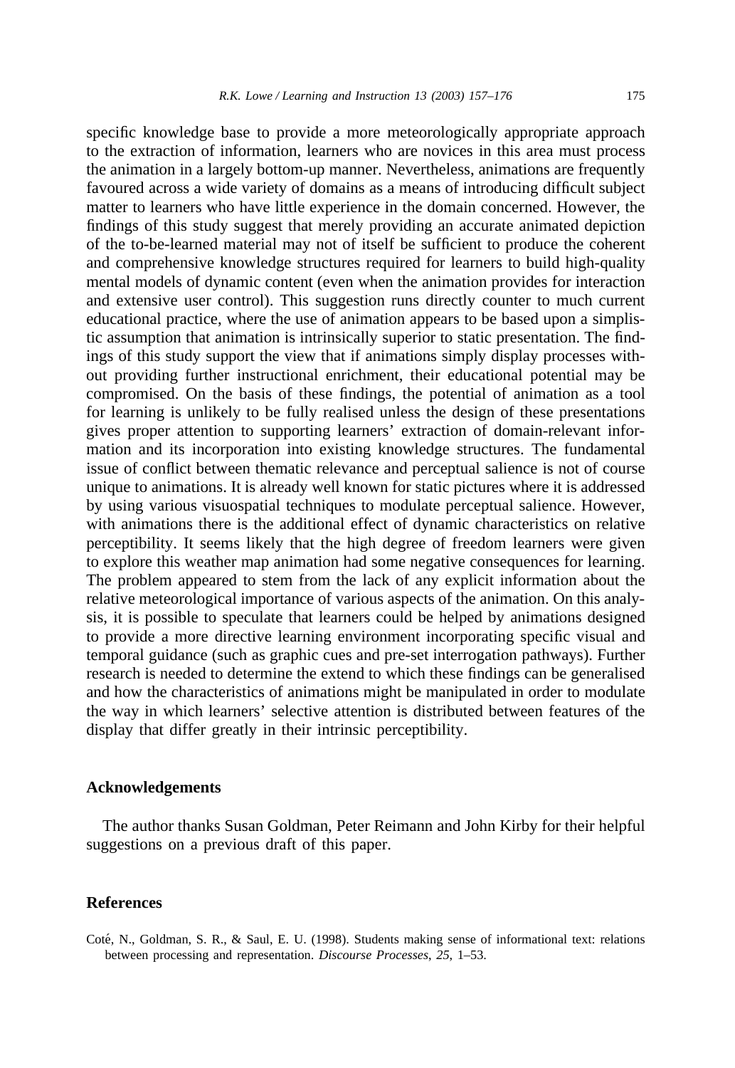specific knowledge base to provide a more meteorologically appropriate approach to the extraction of information, learners who are novices in this area must process the animation in a largely bottom-up manner. Nevertheless, animations are frequently favoured across a wide variety of domains as a means of introducing difficult subject matter to learners who have little experience in the domain concerned. However, the findings of this study suggest that merely providing an accurate animated depiction of the to-be-learned material may not of itself be sufficient to produce the coherent and comprehensive knowledge structures required for learners to build high-quality mental models of dynamic content (even when the animation provides for interaction and extensive user control). This suggestion runs directly counter to much current educational practice, where the use of animation appears to be based upon a simplistic assumption that animation is intrinsically superior to static presentation. The findings of this study support the view that if animations simply display processes without providing further instructional enrichment, their educational potential may be compromised. On the basis of these findings, the potential of animation as a tool for learning is unlikely to be fully realised unless the design of these presentations gives proper attention to supporting learners' extraction of domain-relevant information and its incorporation into existing knowledge structures. The fundamental issue of conflict between thematic relevance and perceptual salience is not of course unique to animations. It is already well known for static pictures where it is addressed by using various visuospatial techniques to modulate perceptual salience. However, with animations there is the additional effect of dynamic characteristics on relative perceptibility. It seems likely that the high degree of freedom learners were given to explore this weather map animation had some negative consequences for learning. The problem appeared to stem from the lack of any explicit information about the relative meteorological importance of various aspects of the animation. On this analysis, it is possible to speculate that learners could be helped by animations designed to provide a more directive learning environment incorporating specific visual and temporal guidance (such as graphic cues and pre-set interrogation pathways). Further research is needed to determine the extend to which these findings can be generalised and how the characteristics of animations might be manipulated in order to modulate the way in which learners' selective attention is distributed between features of the display that differ greatly in their intrinsic perceptibility.

## Acknowledgements

The author thanks Susan Goldman, Peter Reimann and John Kirby for their helpful suggestions on a previous draft of this paper.

## References

Coté, N., Goldman, S. R., & Saul, E. U. (1998). Students making sense of informational text: relations between processing and representation. *Discourse Processes*, *25*, 1–53.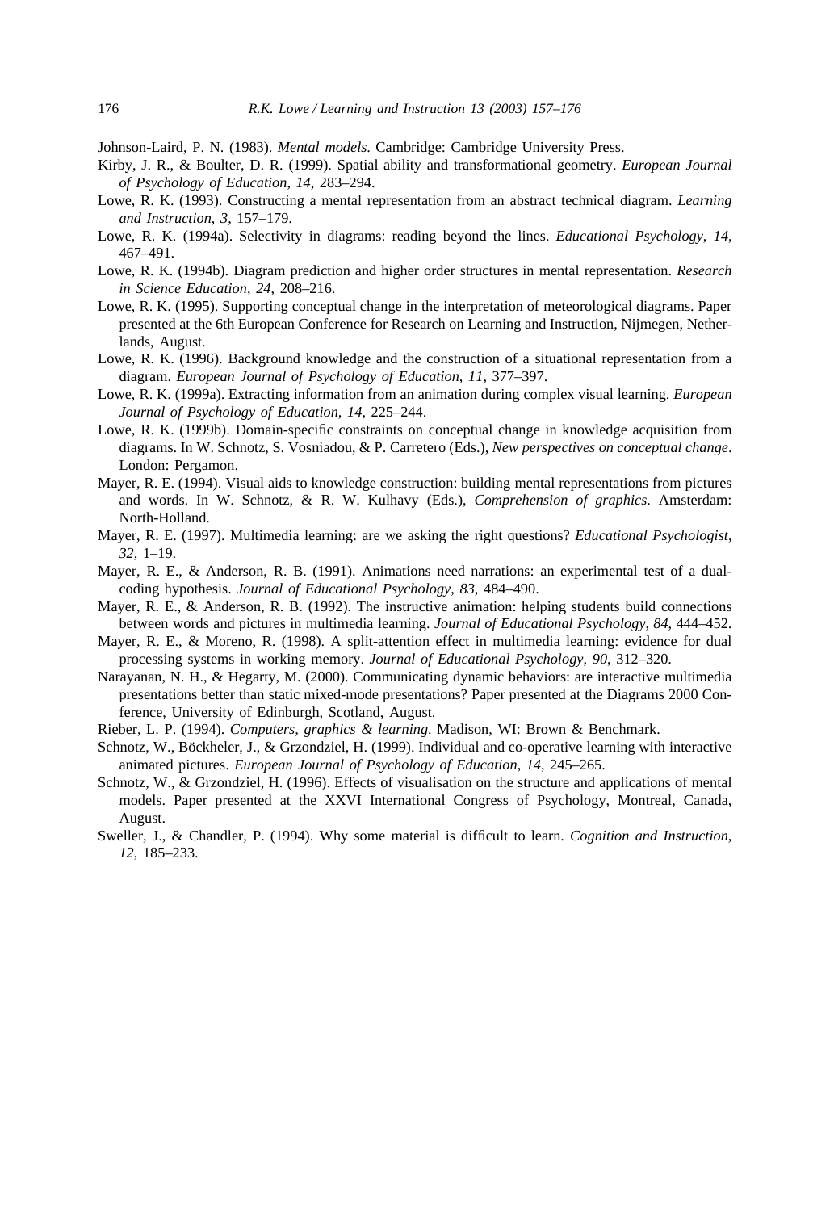Johnson-Laird, P. N. (1983). *Mental models*. Cambridge: Cambridge University Press.

Kirby, J. R., & Boulter, D. R. (1999). Spatial ability and transformational geometry. *European Journal of Psychology of Education*, *14*, 283–294.

Lowe, R. K. (1993). Constructing a mental representation from an abstract technical diagram. *Learning and Instruction*, *3*, 157–179.

Lowe, R. K. (1994a). Selectivity in diagrams: reading beyond the lines. *Educational Psychology*, *14*, 467–491.

Lowe, R. K. (1994b). Diagram prediction and higher order structures in mental representation. *Research in Science Education*, *24*, 208–216.

Lowe, R. K. (1995). Supporting conceptual change in the interpretation of meteorological diagrams. Paper presented at the 6th European Conference for Research on Learning and Instruction, Nijmegen, Netherlands, August.

Lowe, R. K. (1996). Background knowledge and the construction of a situational representation from a diagram. *European Journal of Psychology of Education*, *11*, 377–397.

Lowe, R. K. (1999a). Extracting information from an animation during complex visual learning. *European Journal of Psychology of Education*, *14*, 225–244.

Lowe, R. K. (1999b). Domain-specific constraints on conceptual change in knowledge acquisition from diagrams. In W. Schnotz, S. Vosniadou, & P. Carretero (Eds.), *New perspectives on conceptual change*. London: Pergamon.

Mayer, R. E. (1994). Visual aids to knowledge construction: building mental representations from pictures and words. In W. Schnotz, & R. W. Kulhavy (Eds.), *Comprehension of graphics*. Amsterdam: North-Holland.

Mayer, R. E. (1997). Multimedia learning: are we asking the right questions? *Educational Psychologist*, *32*, 1–19.

Mayer, R. E., & Anderson, R. B. (1991). Animations need narrations: an experimental test of a dual-coding hypothesis. *Journal of Educational Psychology*, *83*, 484–490.

Mayer, R. E., & Anderson, R. B. (1992). The instructive animation: helping students build connections between words and pictures in multimedia learning. *Journal of Educational Psychology*, *84*, 444–452.

Mayer, R. E., & Moreno, R. (1998). A split-attention effect in multimedia learning: evidence for dual processing systems in working memory. *Journal of Educational Psychology*, *90*, 312–320.

Narayanan, N. H., & Hegarty, M. (2000). Communicating dynamic behaviors: are interactive multimedia presentations better than static mixed-mode presentations? Paper presented at the Diagrams 2000 Conference, University of Edinburgh, Scotland, August.

Rieber, L. P. (1994). *Computers, graphics & learning*. Madison, WI: Brown & Benchmark.

Schnotz, W., Böckheler, J., & Grzondziel, H. (1999). Individual and co-operative learning with interactive animated pictures. *European Journal of Psychology of Education*, *14*, 245–265.

Schnotz, W., & Grzondziel, H. (1996). Effects of visualisation on the structure and applications of mental models. Paper presented at the XXVI International Congress of Psychology, Montreal, Canada, August.

Sweller, J., & Chandler, P. (1994). Why some material is difficult to learn. *Cognition and Instruction*, *12*, 185–233.